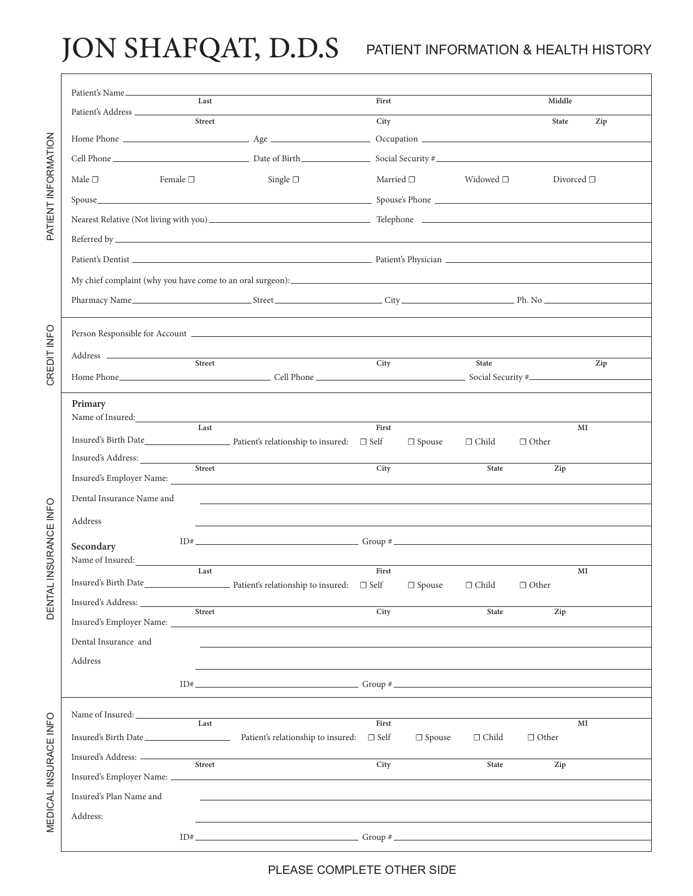# JON SHAFQAT, D.D.S

## PATIENT INFORMATION & HEALTH HISTORY

### PATIENT INFORMATION

Patient's Name ______________________________
Last First Middle

Patient's Address ______________________________
Street City State Zip

Home Phone ______________ Age ______________ Occupation ______________

Cell Phone ______________ Date of Birth ______________ Social Security # ______________

Male ☐ Female ☐ Single ☐ Married ☐ Widowed ☐ Divorced ☐

Spouse ______________ Spouse's Phone ______________

Nearest Relative (Not living with you) ______________ Telephone ______________

Referred by ______________

Patient's Dentist ______________ Patient's Physician ______________

My chief complaint (why you have come to an oral surgeon): ______________

Pharmacy Name ______________ Street ______________ City ______________ Ph. No ______________

### CREDIT INFO

Person Responsible for Account ______________

Address ______________________________
Street City State Zip

Home Phone ______________ Cell Phone ______________ Social Security # ______________

### DENTAL INSURANCE INFO

**Primary**

Name of Insured: ______________________________
Last First MI

Insured's Birth Date ______________ Patient's relationship to insured: ☐ Self ☐ Spouse ☐ Child ☐ Other

Insured's Address: ______________________________
Street City State Zip

Insured's Employer Name: ______________

Dental Insurance Name and ______________

Address ______________

ID# ______________ Group # ______________

**Secondary**

Name of Insured: ______________________________
Last First MI

Insured's Birth Date ______________ Patient's relationship to insured: ☐ Self ☐ Spouse ☐ Child ☐ Other

Insured's Address: ______________________________
Street City State Zip

Insured's Employer Name: ______________

Dental Insurance and ______________

Address ______________

ID# ______________ Group # ______________

### MEDICAL INSURACE INFO

Name of Insured: ______________________________
Last First MI

Insured's Birth Date ______________ Patient's relationship to insured: ☐ Self ☐ Spouse ☐ Child ☐ Other

Insured's Address: ______________________________
Street City State Zip

Insured's Employer Name: ______________

Insured's Plan Name and ______________

Address: ______________

ID# ______________ Group # ______________

PLEASE COMPLETE OTHER SIDE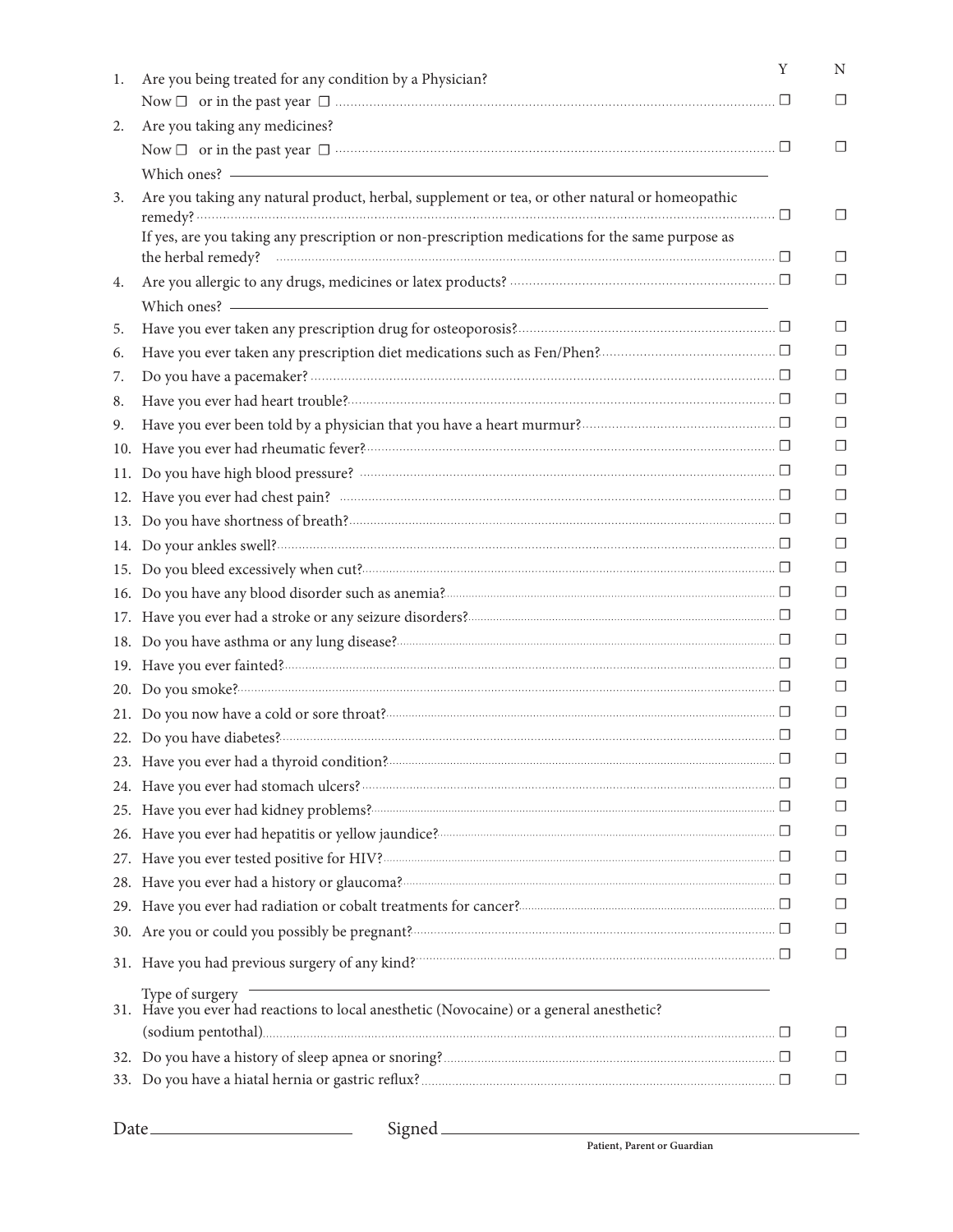| | | Y | N |
|---|---|---|---|
| 1. | Are you being treated for any condition by a Physician? Now ☐ or in the past year ☐ | ☐ | ☐ |
| 2. | Are you taking any medicines? Now ☐ or in the past year ☐ | ☐ | ☐ |
| | Which ones? | | |
| 3. | Are you taking any natural product, herbal, supplement or tea, or other natural or homeopathic remedy? | ☐ | ☐ |
| | If yes, are you taking any prescription or non-prescription medications for the same purpose as the herbal remedy? | ☐ | ☐ |
| 4. | Are you allergic to any drugs, medicines or latex products? | ☐ | ☐ |
| | Which ones? | | |
| 5. | Have you ever taken any prescription drug for osteoporosis? | ☐ | ☐ |
| 6. | Have you ever taken any prescription diet medications such as Fen/Phen? | ☐ | ☐ |
| 7. | Do you have a pacemaker? | ☐ | ☐ |
| 8. | Have you ever had heart trouble? | ☐ | ☐ |
| 9. | Have you ever been told by a physician that you have a heart murmur? | ☐ | ☐ |
| 10. | Have you ever had rheumatic fever? | ☐ | ☐ |
| 11. | Do you have high blood pressure? | ☐ | ☐ |
| 12. | Have you ever had chest pain? | ☐ | ☐ |
| 13. | Do you have shortness of breath? | ☐ | ☐ |
| 14. | Do your ankles swell? | ☐ | ☐ |
| 15. | Do you bleed excessively when cut? | ☐ | ☐ |
| 16. | Do you have any blood disorder such as anemia? | ☐ | ☐ |
| 17. | Have you ever had a stroke or any seizure disorders? | ☐ | ☐ |
| 18. | Do you have asthma or any lung disease? | ☐ | ☐ |
| 19. | Have you ever fainted? | ☐ | ☐ |
| 20. | Do you smoke? | ☐ | ☐ |
| 21. | Do you now have a cold or sore throat? | ☐ | ☐ |
| 22. | Do you have diabetes? | ☐ | ☐ |
| 23. | Have you ever had a thyroid condition? | ☐ | ☐ |
| 24. | Have you ever had stomach ulcers? | ☐ | ☐ |
| 25. | Have you ever had kidney problems? | ☐ | ☐ |
| 26. | Have you ever had hepatitis or yellow jaundice? | ☐ | ☐ |
| 27. | Have you ever tested positive for HIV? | ☐ | ☐ |
| 28. | Have you ever had a history or glaucoma? | ☐ | ☐ |
| 29. | Have you ever had radiation or cobalt treatments for cancer? | ☐ | ☐ |
| 30. | Are you or could you possibly be pregnant? | ☐ | ☐ |
| 31. | Have you had previous surgery of any kind? | ☐ | ☐ |
| | Type of surgery | | |
| 31. | Have you ever had reactions to local anesthetic (Novocaine) or a general anesthetic? (sodium pentothal) | ☐ | ☐ |
| 32. | Do you have a history of sleep apnea or snoring? | ☐ | ☐ |
| 33. | Do you have a hiatal hernia or gastric reflux? | ☐ | ☐ |

Date ____________________ Signed ______________________________

**Patient, Parent or Guardian**